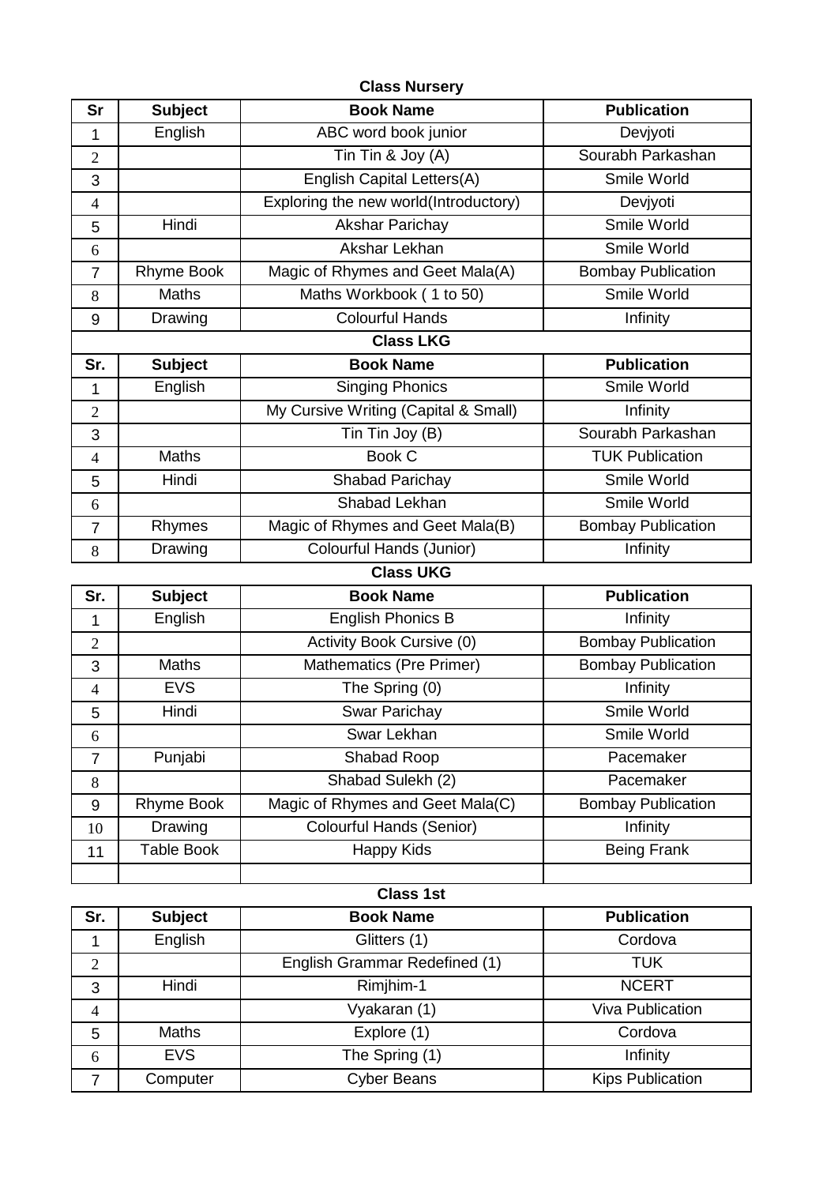## Class Nursery

| Sr | Subject | Book Name | Publication |
|---|---|---|---|
| 1 | English | ABC word book junior | Devjyoti |
| 2 | | Tin Tin & Joy (A) | Sourabh Parkashan |
| 3 | | English Capital Letters(A) | Smile World |
| 4 | | Exploring the new world(Introductory) | Devjyoti |
| 5 | Hindi | Akshar Parichay | Smile World |
| 6 | | Akshar Lekhan | Smile World |
| 7 | Rhyme Book | Magic of Rhymes and Geet Mala(A) | Bombay Publication |
| 8 | Maths | Maths Workbook ( 1 to 50) | Smile World |
| 9 | Drawing | Colourful Hands | Infinity |

## Class LKG

| Sr. | Subject | Book Name | Publication |
|---|---|---|---|
| 1 | English | Singing Phonics | Smile World |
| 2 | | My Cursive Writing (Capital & Small) | Infinity |
| 3 | | Tin Tin Joy (B) | Sourabh Parkashan |
| 4 | Maths | Book C | TUK Publication |
| 5 | Hindi | Shabad Parichay | Smile World |
| 6 | | Shabad Lekhan | Smile World |
| 7 | Rhymes | Magic of Rhymes and Geet Mala(B) | Bombay Publication |
| 8 | Drawing | Colourful Hands (Junior) | Infinity |

## Class UKG

| Sr. | Subject | Book Name | Publication |
|---|---|---|---|
| 1 | English | English Phonics B | Infinity |
| 2 | | Activity Book Cursive (0) | Bombay Publication |
| 3 | Maths | Mathematics (Pre Primer) | Bombay Publication |
| 4 | EVS | The Spring (0) | Infinity |
| 5 | Hindi | Swar Parichay | Smile World |
| 6 | | Swar Lekhan | Smile World |
| 7 | Punjabi | Shabad Roop | Pacemaker |
| 8 | | Shabad Sulekh (2) | Pacemaker |
| 9 | Rhyme Book | Magic of Rhymes and Geet Mala(C) | Bombay Publication |
| 10 | Drawing | Colourful Hands (Senior) | Infinity |
| 11 | Table Book | Happy Kids | Being Frank |
| | | | |

## Class 1st

| Sr. | Subject | Book Name | Publication |
|---|---|---|---|
| 1 | English | Glitters (1) | Cordova |
| 2 | | English Grammar Redefined (1) | TUK |
| 3 | Hindi | Rimjhim-1 | NCERT |
| 4 | | Vyakaran (1) | Viva Publication |
| 5 | Maths | Explore (1) | Cordova |
| 6 | EVS | The Spring (1) | Infinity |
| 7 | Computer | Cyber Beans | Kips Publication |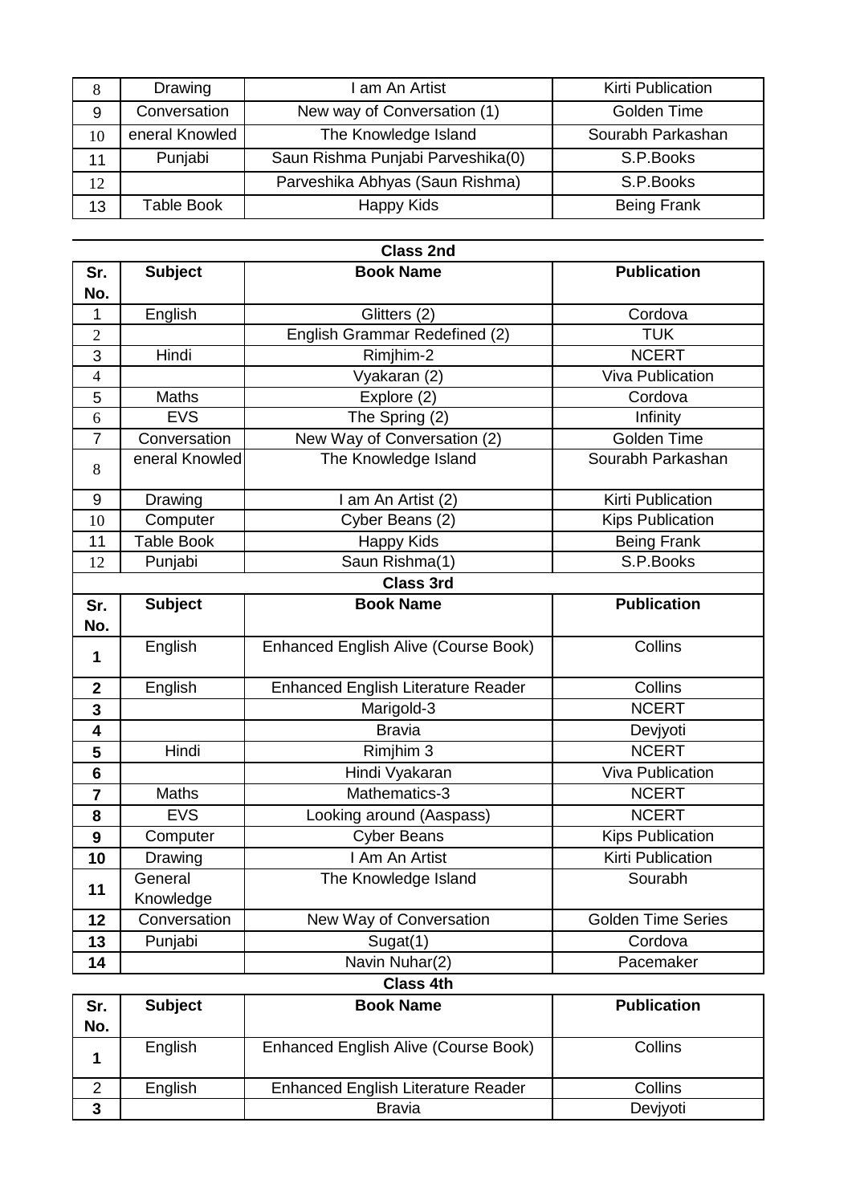| 8 | Drawing | I am An Artist | Kirti Publication |
|---|---|---|---|
| 9 | Conversation | New way of Conversation (1) | Golden Time |
| 10 | eneral Knowled | The Knowledge Island | Sourabh Parkashan |
| 11 | Punjabi | Saun Rishma Punjabi Parveshika(0) | S.P.Books |
| 12 | | Parveshika Abhyas (Saun Rishma) | S.P.Books |
| 13 | Table Book | Happy Kids | Being Frank |

**Class 2nd**

| Sr. No. | Subject | Book Name | Publication |
|---|---|---|---|
| 1 | English | Glitters (2) | Cordova |
| 2 | | English Grammar Redefined (2) | TUK |
| 3 | Hindi | Rimjhim-2 | NCERT |
| 4 | | Vyakaran (2) | Viva Publication |
| 5 | Maths | Explore (2) | Cordova |
| 6 | EVS | The Spring (2) | Infinity |
| 7 | Conversation | New Way of Conversation (2) | Golden Time |
| 8 | eneral Knowled | The Knowledge Island | Sourabh Parkashan |
| 9 | Drawing | I am An Artist (2) | Kirti Publication |
| 10 | Computer | Cyber Beans (2) | Kips Publication |
| 11 | Table Book | Happy Kids | Being Frank |
| 12 | Punjabi | Saun Rishma(1) | S.P.Books |

**Class 3rd**

| Sr. No. | Subject | Book Name | Publication |
|---|---|---|---|
| 1 | English | Enhanced English Alive (Course Book) | Collins |
| 2 | English | Enhanced English Literature Reader | Collins |
| 3 | | Marigold-3 | NCERT |
| 4 | | Bravia | Devjyoti |
| 5 | Hindi | Rimjhim 3 | NCERT |
| 6 | | Hindi Vyakaran | Viva Publication |
| 7 | Maths | Mathematics-3 | NCERT |
| 8 | EVS | Looking around (Aaspass) | NCERT |
| 9 | Computer | Cyber Beans | Kips Publication |
| 10 | Drawing | I Am An Artist | Kirti Publication |
| 11 | General Knowledge | The Knowledge Island | Sourabh |
| 12 | Conversation | New Way of Conversation | Golden Time Series |
| 13 | Punjabi | Sugat(1) | Cordova |
| 14 | | Navin Nuhar(2) | Pacemaker |

**Class 4th**

| Sr. No. | Subject | Book Name | Publication |
|---|---|---|---|
| 1 | English | Enhanced English Alive (Course Book) | Collins |
| 2 | English | Enhanced English Literature Reader | Collins |
| 3 | | Bravia | Devjyoti |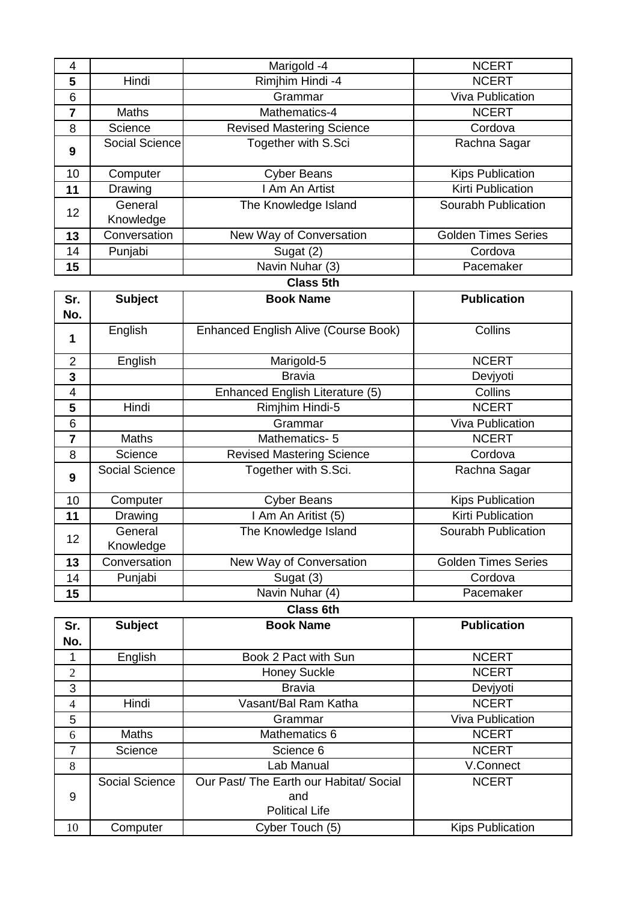| 4 | | Marigold -4 | NCERT |
|---|---|---|---|
| **5** | Hindi | Rimjhim Hindi -4 | NCERT |
| 6 | | Grammar | Viva Publication |
| **7** | Maths | Mathematics-4 | NCERT |
| 8 | Science | Revised Mastering Science | Cordova |
| **9** | Social Science | Together with S.Sci | Rachna Sagar |
| 10 | Computer | Cyber Beans | Kips Publication |
| **11** | Drawing | I Am An Artist | Kirti Publication |
| 12 | General Knowledge | The Knowledge Island | Sourabh Publication |
| **13** | Conversation | New Way of Conversation | Golden Times Series |
| 14 | Punjabi | Sugat (2) | Cordova |
| **15** | | Navin Nuhar (3) | Pacemaker |

**Class 5th**

| Sr. No. | Subject | Book Name | Publication |
|---|---|---|---|
| **1** | English | Enhanced English Alive (Course Book) | Collins |
| 2 | English | Marigold-5 | NCERT |
| **3** | | Bravia | Devjyoti |
| 4 | | Enhanced English Literature (5) | Collins |
| **5** | Hindi | Rimjhim Hindi-5 | NCERT |
| 6 | | Grammar | Viva Publication |
| **7** | Maths | Mathematics- 5 | NCERT |
| 8 | Science | Revised Mastering Science | Cordova |
| **9** | Social Science | Together with S.Sci. | Rachna Sagar |
| 10 | Computer | Cyber Beans | Kips Publication |
| **11** | Drawing | I Am An Aritist (5) | Kirti Publication |
| 12 | General Knowledge | The Knowledge Island | Sourabh Publication |
| **13** | Conversation | New Way of Conversation | Golden Times Series |
| 14 | Punjabi | Sugat (3) | Cordova |
| **15** | | Navin Nuhar (4) | Pacemaker |

**Class 6th**

| Sr. No. | Subject | Book Name | Publication |
|---|---|---|---|
| 1 | English | Book 2 Pact with Sun | NCERT |
| 2 | | Honey Suckle | NCERT |
| 3 | | Bravia | Devjyoti |
| 4 | Hindi | Vasant/Bal Ram Katha | NCERT |
| 5 | | Grammar | Viva Publication |
| 6 | Maths | Mathematics 6 | NCERT |
| 7 | Science | Science 6 | NCERT |
| 8 | | Lab Manual | V.Connect |
| 9 | Social Science | Our Past/ The Earth our Habitat/ Social and Political Life | NCERT |
| 10 | Computer | Cyber Touch (5) | Kips Publication |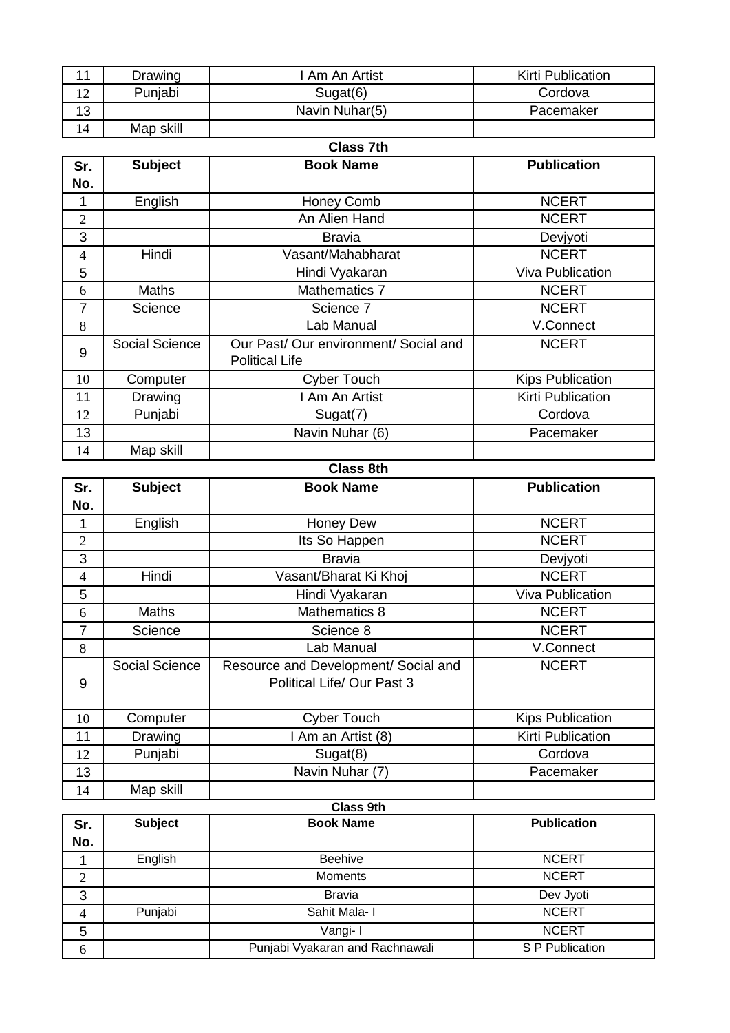| Sr. No. | Subject | Book Name | Publication |
|---|---|---|---|
| 11 | Drawing | I Am An Artist | Kirti Publication |
| 12 | Punjabi | Sugat(6) | Cordova |
| 13 | | Navin Nuhar(5) | Pacemaker |
| 14 | Map skill | | |

**Class 7th**

| Sr. No. | Subject | Book Name | Publication |
|---|---|---|---|
| 1 | English | Honey Comb | NCERT |
| 2 | | An Alien Hand | NCERT |
| 3 | | Bravia | Devjyoti |
| 4 | Hindi | Vasant/Mahabharat | NCERT |
| 5 | | Hindi Vyakaran | Viva Publication |
| 6 | Maths | Mathematics 7 | NCERT |
| 7 | Science | Science 7 | NCERT |
| 8 | | Lab Manual | V.Connect |
| 9 | Social Science | Our Past/ Our environment/ Social and Political Life | NCERT |
| 10 | Computer | Cyber Touch | Kips Publication |
| 11 | Drawing | I Am An Artist | Kirti Publication |
| 12 | Punjabi | Sugat(7) | Cordova |
| 13 | | Navin Nuhar (6) | Pacemaker |
| 14 | Map skill | | |

**Class 8th**

| Sr. No. | Subject | Book Name | Publication |
|---|---|---|---|
| 1 | English | Honey Dew | NCERT |
| 2 | | Its So Happen | NCERT |
| 3 | | Bravia | Devjyoti |
| 4 | Hindi | Vasant/Bharat Ki Khoj | NCERT |
| 5 | | Hindi Vyakaran | Viva Publication |
| 6 | Maths | Mathematics 8 | NCERT |
| 7 | Science | Science 8 | NCERT |
| 8 | | Lab Manual | V.Connect |
| 9 | Social Science | Resource and Development/ Social and Political Life/ Our Past 3 | NCERT |
| 10 | Computer | Cyber Touch | Kips Publication |
| 11 | Drawing | I Am an Artist (8) | Kirti Publication |
| 12 | Punjabi | Sugat(8) | Cordova |
| 13 | | Navin Nuhar (7) | Pacemaker |
| 14 | Map skill | | |

**Class 9th**

| Sr. No. | Subject | Book Name | Publication |
|---|---|---|---|
| 1 | English | Beehive | NCERT |
| 2 | | Moments | NCERT |
| 3 | | Bravia | Dev Jyoti |
| 4 | Punjabi | Sahit Mala- I | NCERT |
| 5 | | Vangi- I | NCERT |
| 6 | | Punjabi Vyakaran and Rachnawali | S P Publication |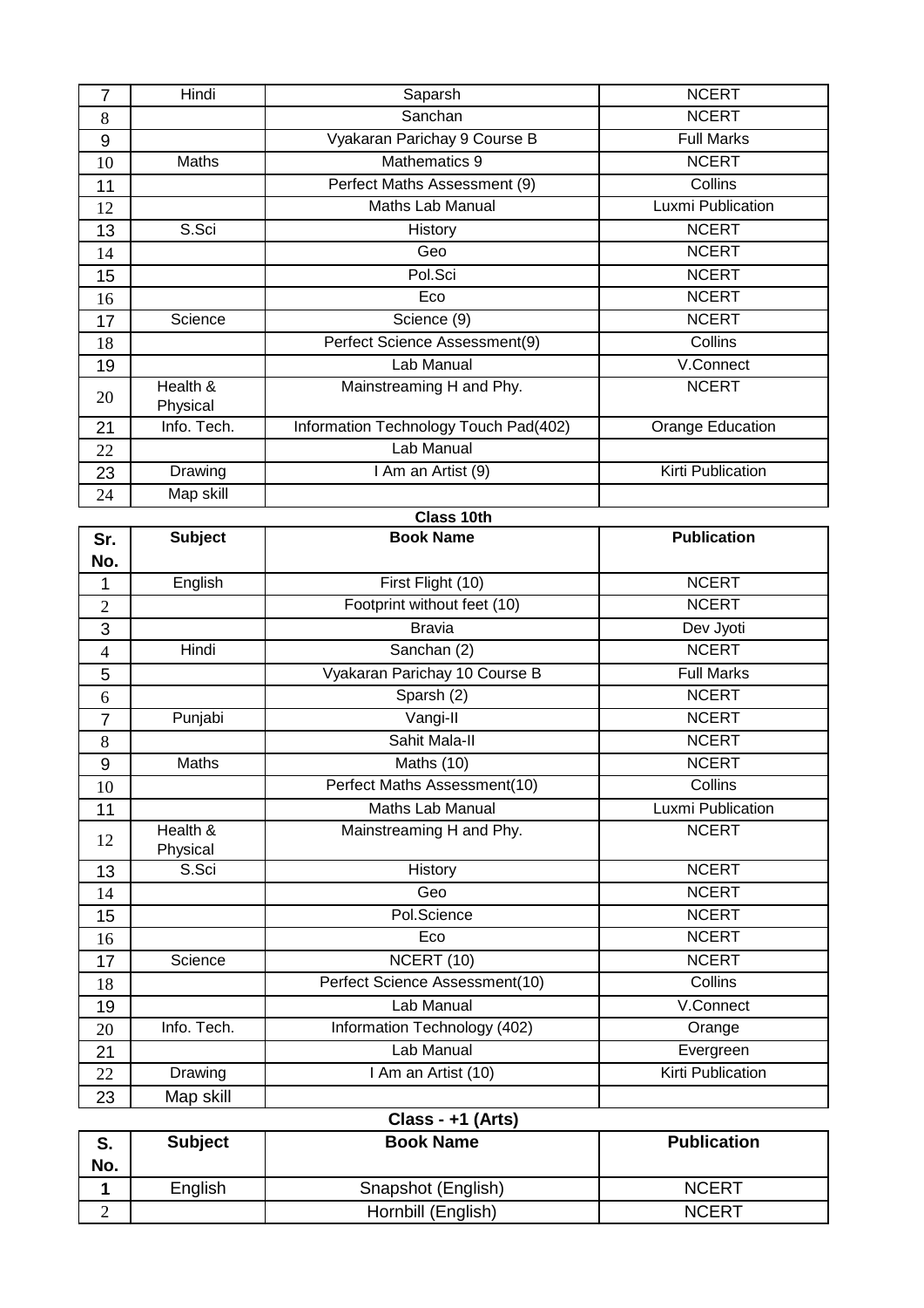| | | | |
|---|---|---|---|
| 7 | Hindi | Saparsh | NCERT |
| 8 | | Sanchan | NCERT |
| 9 | | Vyakaran Parichay 9 Course B | Full Marks |
| 10 | Maths | Mathematics 9 | NCERT |
| 11 | | Perfect Maths Assessment (9) | Collins |
| 12 | | Maths Lab Manual | Luxmi Publication |
| 13 | S.Sci | History | NCERT |
| 14 | | Geo | NCERT |
| 15 | | Pol.Sci | NCERT |
| 16 | | Eco | NCERT |
| 17 | Science | Science (9) | NCERT |
| 18 | | Perfect Science Assessment(9) | Collins |
| 19 | | Lab Manual | V.Connect |
| 20 | Health & Physical | Mainstreaming H and Phy. | NCERT |
| 21 | Info. Tech. | Information Technology Touch Pad(402) | Orange Education |
| 22 | | Lab Manual | |
| 23 | Drawing | I Am an Artist (9) | Kirti Publication |
| 24 | Map skill | | |

**Class 10th**

| Sr. No. | Subject | Book Name | Publication |
|---|---|---|---|
| 1 | English | First Flight (10) | NCERT |
| 2 | | Footprint without feet (10) | NCERT |
| 3 | | Bravia | Dev Jyoti |
| 4 | Hindi | Sanchan (2) | NCERT |
| 5 | | Vyakaran Parichay 10 Course B | Full Marks |
| 6 | | Sparsh (2) | NCERT |
| 7 | Punjabi | Vangi-II | NCERT |
| 8 | | Sahit Mala-II | NCERT |
| 9 | Maths | Maths (10) | NCERT |
| 10 | | Perfect Maths Assessment(10) | Collins |
| 11 | | Maths Lab Manual | Luxmi Publication |
| 12 | Health & Physical | Mainstreaming H and Phy. | NCERT |
| 13 | S.Sci | History | NCERT |
| 14 | | Geo | NCERT |
| 15 | | Pol.Science | NCERT |
| 16 | | Eco | NCERT |
| 17 | Science | NCERT (10) | NCERT |
| 18 | | Perfect Science Assessment(10) | Collins |
| 19 | | Lab Manual | V.Connect |
| 20 | Info. Tech. | Information Technology (402) | Orange |
| 21 | | Lab Manual | Evergreen |
| 22 | Drawing | I Am an Artist (10) | Kirti Publication |
| 23 | Map skill | | |

**Class - +1 (Arts)**

| S. No. | Subject | Book Name | Publication |
|---|---|---|---|
| **1** | English | Snapshot (English) | NCERT |
| 2 | | Hornbill (English) | NCERT |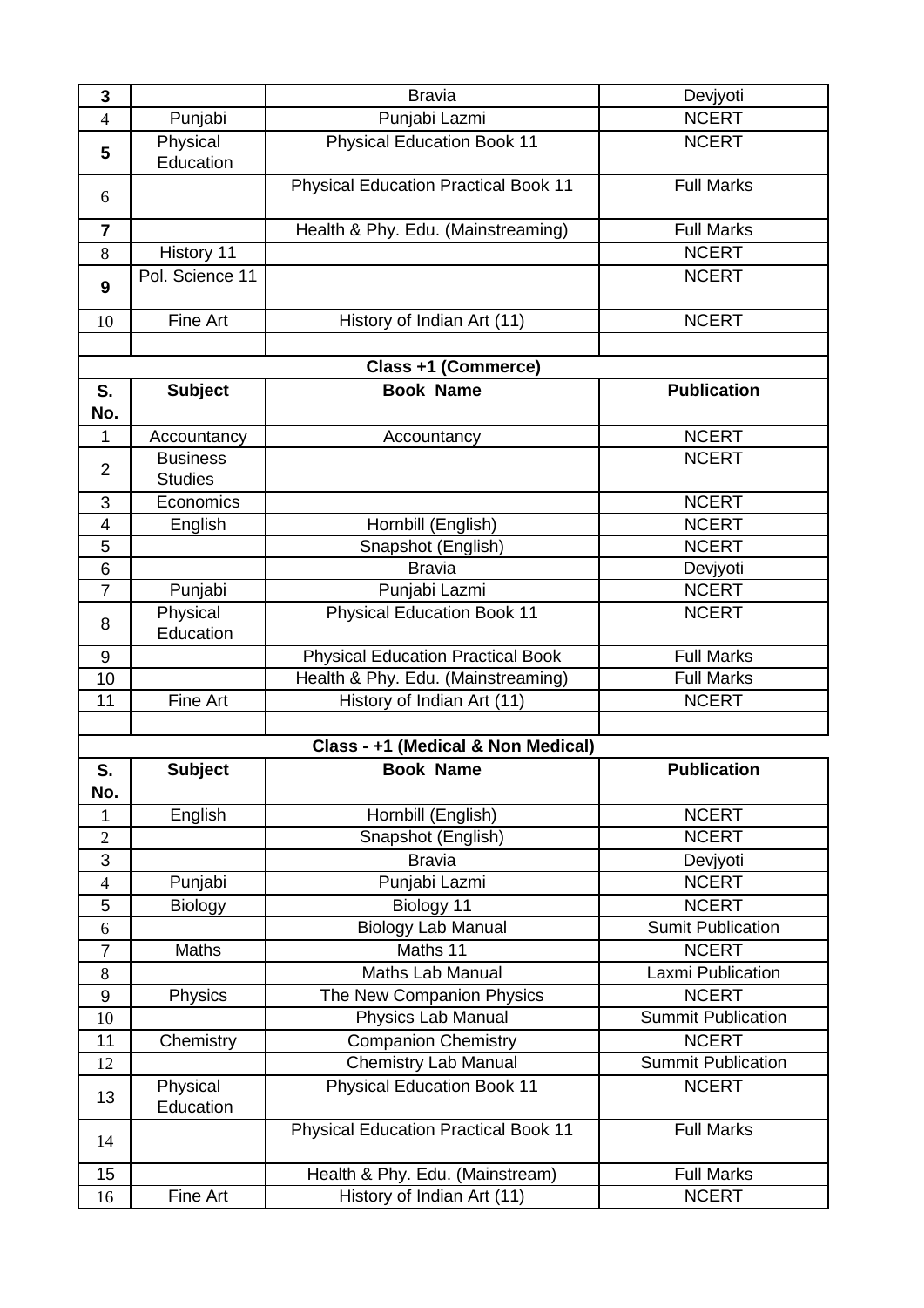| 3 | | Bravia | Devjyoti |
|---|---|---|---|
| 4 | Punjabi | Punjabi Lazmi | NCERT |
| 5 | Physical Education | Physical Education Book 11 | NCERT |
| 6 | | Physical Education Practical Book 11 | Full Marks |
| 7 | | Health & Phy. Edu. (Mainstreaming) | Full Marks |
| 8 | History 11 | | NCERT |
| 9 | Pol. Science 11 | | NCERT |
| 10 | Fine Art | History of Indian Art (11) | NCERT |
| | | | |

**Class +1 (Commerce)**

| S. No. | Subject | Book Name | Publication |
|---|---|---|---|
| 1 | Accountancy | Accountancy | NCERT |
| 2 | Business Studies | | NCERT |
| 3 | Economics | | NCERT |
| 4 | English | Hornbill (English) | NCERT |
| 5 | | Snapshot (English) | NCERT |
| 6 | | Bravia | Devjyoti |
| 7 | Punjabi | Punjabi Lazmi | NCERT |
| 8 | Physical Education | Physical Education Book 11 | NCERT |
| 9 | | Physical Education Practical Book | Full Marks |
| 10 | | Health & Phy. Edu. (Mainstreaming) | Full Marks |
| 11 | Fine Art | History of Indian Art (11) | NCERT |
| | | | |

**Class - +1 (Medical & Non Medical)**

| S. No. | Subject | Book Name | Publication |
|---|---|---|---|
| 1 | English | Hornbill (English) | NCERT |
| 2 | | Snapshot (English) | NCERT |
| 3 | | Bravia | Devjyoti |
| 4 | Punjabi | Punjabi Lazmi | NCERT |
| 5 | Biology | Biology 11 | NCERT |
| 6 | | Biology Lab Manual | Sumit Publication |
| 7 | Maths | Maths 11 | NCERT |
| 8 | | Maths Lab Manual | Laxmi Publication |
| 9 | Physics | The New Companion Physics | NCERT |
| 10 | | Physics Lab Manual | Summit Publication |
| 11 | Chemistry | Companion Chemistry | NCERT |
| 12 | | Chemistry Lab Manual | Summit Publication |
| 13 | Physical Education | Physical Education Book 11 | NCERT |
| 14 | | Physical Education Practical Book 11 | Full Marks |
| 15 | | Health & Phy. Edu. (Mainstream) | Full Marks |
| 16 | Fine Art | History of Indian Art (11) | NCERT |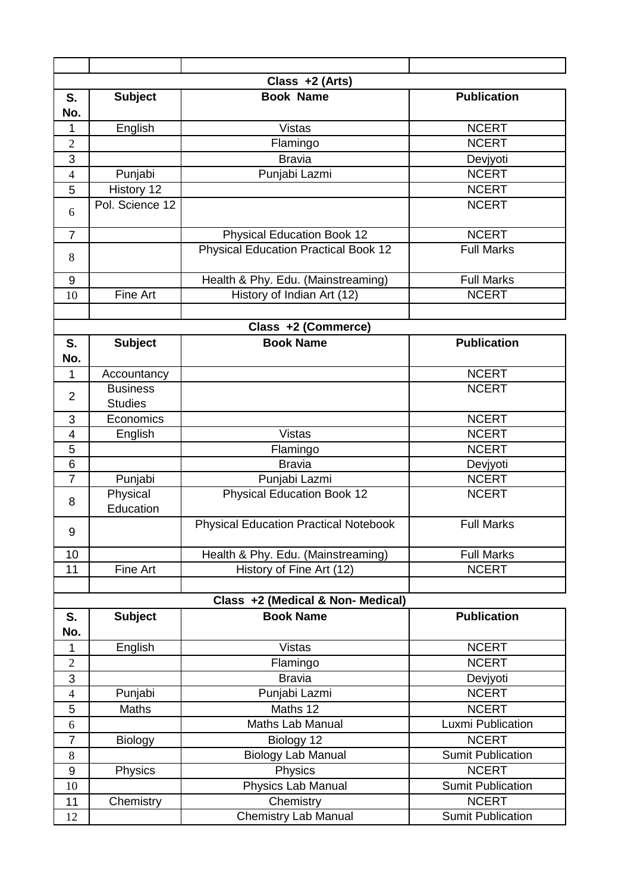| | | | |
|---|---|---|---|
| **Class +2 (Arts)** | | | |
| **S. No.** | **Subject** | **Book Name** | **Publication** |
| 1 | English | Vistas | NCERT |
| 2 | | Flamingo | NCERT |
| 3 | | Bravia | Devjyoti |
| 4 | Punjabi | Punjabi Lazmi | NCERT |
| 5 | History 12 | | NCERT |
| 6 | Pol. Science 12 | | NCERT |
| 7 | | Physical Education Book 12 | NCERT |
| 8 | | Physical Education Practical Book 12 | Full Marks |
| 9 | | Health & Phy. Edu. (Mainstreaming) | Full Marks |
| 10 | Fine Art | History of Indian Art (12) | NCERT |
| | | | |
| **Class +2 (Commerce)** | | | |
| **S. No.** | **Subject** | **Book Name** | **Publication** |
| 1 | Accountancy | | NCERT |
| 2 | Business Studies | | NCERT |
| 3 | Economics | | NCERT |
| 4 | English | Vistas | NCERT |
| 5 | | Flamingo | NCERT |
| 6 | | Bravia | Devjyoti |
| 7 | Punjabi | Punjabi Lazmi | NCERT |
| 8 | Physical Education | Physical Education Book 12 | NCERT |
| 9 | | Physical Education Practical Notebook | Full Marks |
| 10 | | Health & Phy. Edu. (Mainstreaming) | Full Marks |
| 11 | Fine Art | History of Fine Art (12) | NCERT |
| | | | |
| **Class +2 (Medical & Non- Medical)** | | | |
| **S. No.** | **Subject** | **Book Name** | **Publication** |
| 1 | English | Vistas | NCERT |
| 2 | | Flamingo | NCERT |
| 3 | | Bravia | Devjyoti |
| 4 | Punjabi | Punjabi Lazmi | NCERT |
| 5 | Maths | Maths 12 | NCERT |
| 6 | | Maths Lab Manual | Luxmi Publication |
| 7 | Biology | Biology 12 | NCERT |
| 8 | | Biology Lab Manual | Sumit Publication |
| 9 | Physics | Physics | NCERT |
| 10 | | Physics Lab Manual | Sumit Publication |
| 11 | Chemistry | Chemistry | NCERT |
| 12 | | Chemistry Lab Manual | Sumit Publication |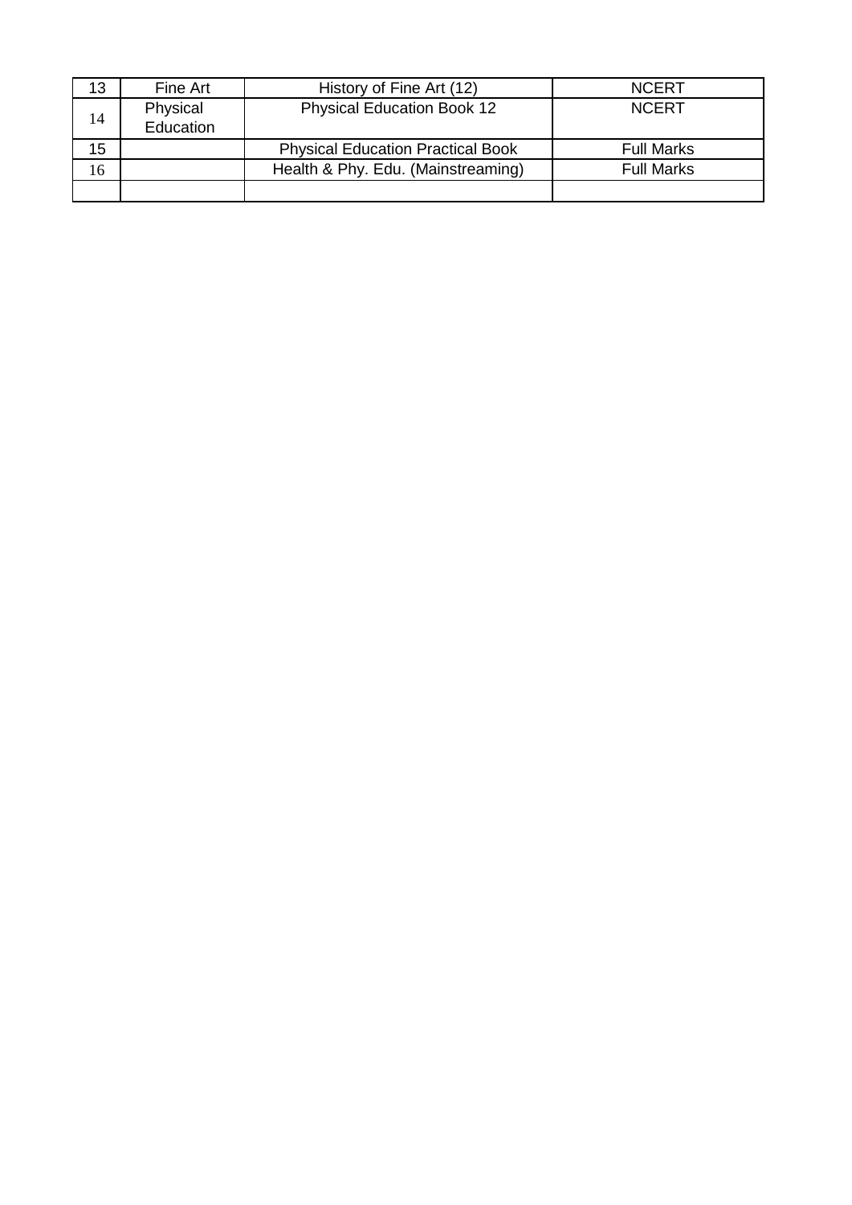| | | | |
|---|---|---|---|
| 13 | Fine Art | History of Fine Art (12) | NCERT |
| 14 | Physical Education | Physical Education Book 12 | NCERT |
| 15 | | Physical Education Practical Book | Full Marks |
| 16 | | Health & Phy. Edu. (Mainstreaming) | Full Marks |
| | | | |